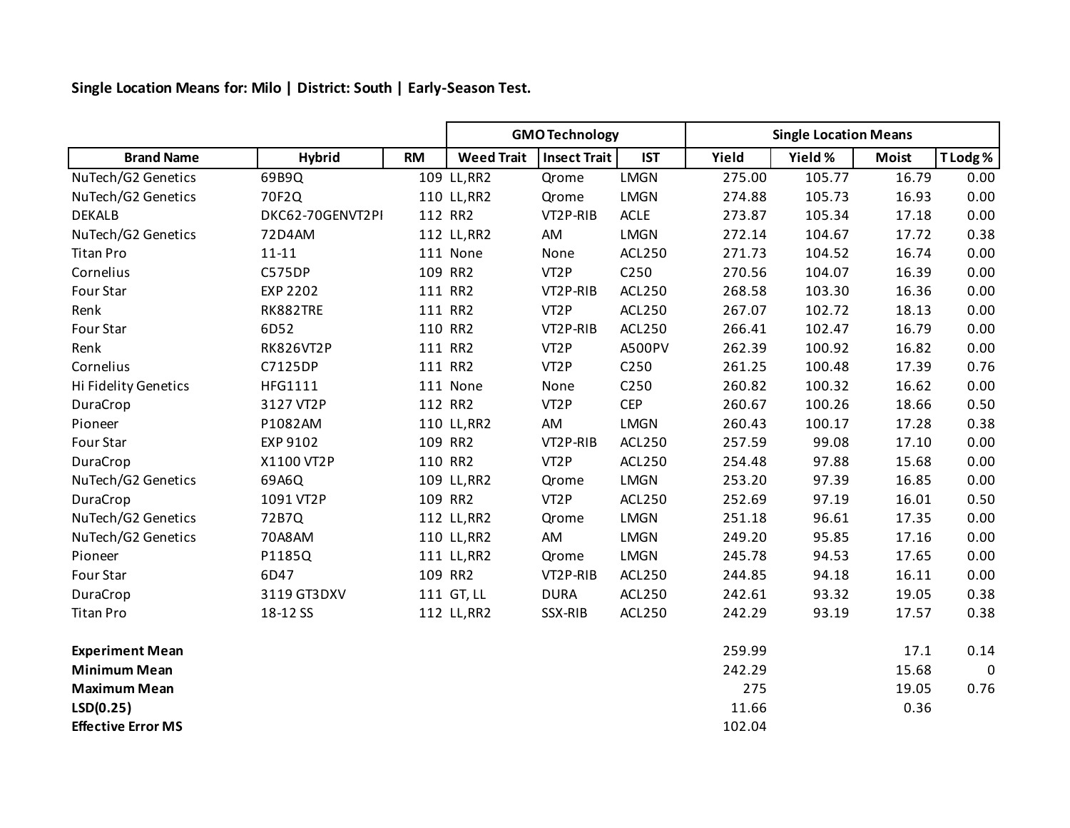**Single Location Means for: Milo | District: South | Early-Season Test.**

| | | | GMO Technology | | | Single Location Means | | | |
|---|---|---|---|---|---|---|---|---|---|
| **Brand Name** | **Hybrid** | **RM** | **Weed Trait** | **Insect Trait** | **IST** | **Yield** | **Yield %** | **Moist** | **T Lodg %** |
| NuTech/G2 Genetics | 69B9Q | 109 | LL,RR2 | Qrome | LMGN | 275.00 | 105.77 | 16.79 | 0.00 |
| NuTech/G2 Genetics | 70F2Q | 110 | LL,RR2 | Qrome | LMGN | 274.88 | 105.73 | 16.93 | 0.00 |
| DEKALB | DKC62-70GENVT2PI | 112 | RR2 | VT2P-RIB | ACLE | 273.87 | 105.34 | 17.18 | 0.00 |
| NuTech/G2 Genetics | 72D4AM | 112 | LL,RR2 | AM | LMGN | 272.14 | 104.67 | 17.72 | 0.38 |
| Titan Pro | 11-11 | 111 | None | None | ACL250 | 271.73 | 104.52 | 16.74 | 0.00 |
| Cornelius | C575DP | 109 | RR2 | VT2P | C250 | 270.56 | 104.07 | 16.39 | 0.00 |
| Four Star | EXP 2202 | 111 | RR2 | VT2P-RIB | ACL250 | 268.58 | 103.30 | 16.36 | 0.00 |
| Renk | RK882TRE | 111 | RR2 | VT2P | ACL250 | 267.07 | 102.72 | 18.13 | 0.00 |
| Four Star | 6D52 | 110 | RR2 | VT2P-RIB | ACL250 | 266.41 | 102.47 | 16.79 | 0.00 |
| Renk | RK826VT2P | 111 | RR2 | VT2P | A500PV | 262.39 | 100.92 | 16.82 | 0.00 |
| Cornelius | C7125DP | 111 | RR2 | VT2P | C250 | 261.25 | 100.48 | 17.39 | 0.76 |
| Hi Fidelity Genetics | HFG1111 | 111 | None | None | C250 | 260.82 | 100.32 | 16.62 | 0.00 |
| DuraCrop | 3127 VT2P | 112 | RR2 | VT2P | CEP | 260.67 | 100.26 | 18.66 | 0.50 |
| Pioneer | P1082AM | 110 | LL,RR2 | AM | LMGN | 260.43 | 100.17 | 17.28 | 0.38 |
| Four Star | EXP 9102 | 109 | RR2 | VT2P-RIB | ACL250 | 257.59 | 99.08 | 17.10 | 0.00 |
| DuraCrop | X1100 VT2P | 110 | RR2 | VT2P | ACL250 | 254.48 | 97.88 | 15.68 | 0.00 |
| NuTech/G2 Genetics | 69A6Q | 109 | LL,RR2 | Qrome | LMGN | 253.20 | 97.39 | 16.85 | 0.00 |
| DuraCrop | 1091 VT2P | 109 | RR2 | VT2P | ACL250 | 252.69 | 97.19 | 16.01 | 0.50 |
| NuTech/G2 Genetics | 72B7Q | 112 | LL,RR2 | Qrome | LMGN | 251.18 | 96.61 | 17.35 | 0.00 |
| NuTech/G2 Genetics | 70A8AM | 110 | LL,RR2 | AM | LMGN | 249.20 | 95.85 | 17.16 | 0.00 |
| Pioneer | P1185Q | 111 | LL,RR2 | Qrome | LMGN | 245.78 | 94.53 | 17.65 | 0.00 |
| Four Star | 6D47 | 109 | RR2 | VT2P-RIB | ACL250 | 244.85 | 94.18 | 16.11 | 0.00 |
| DuraCrop | 3119 GT3DXV | 111 | GT, LL | DURA | ACL250 | 242.61 | 93.32 | 19.05 | 0.38 |
| Titan Pro | 18-12 SS | 112 | LL,RR2 | SSX-RIB | ACL250 | 242.29 | 93.19 | 17.57 | 0.38 |
| | | | | | | | | | |
| **Experiment Mean** | | | | | | 259.99 | | 17.1 | 0.14 |
| **Minimum Mean** | | | | | | 242.29 | | 15.68 | 0 |
| **Maximum Mean** | | | | | | 275 | | 19.05 | 0.76 |
| **LSD(0.25)** | | | | | | 11.66 | | 0.36 | |
| **Effective Error MS** | | | | | | 102.04 | | | |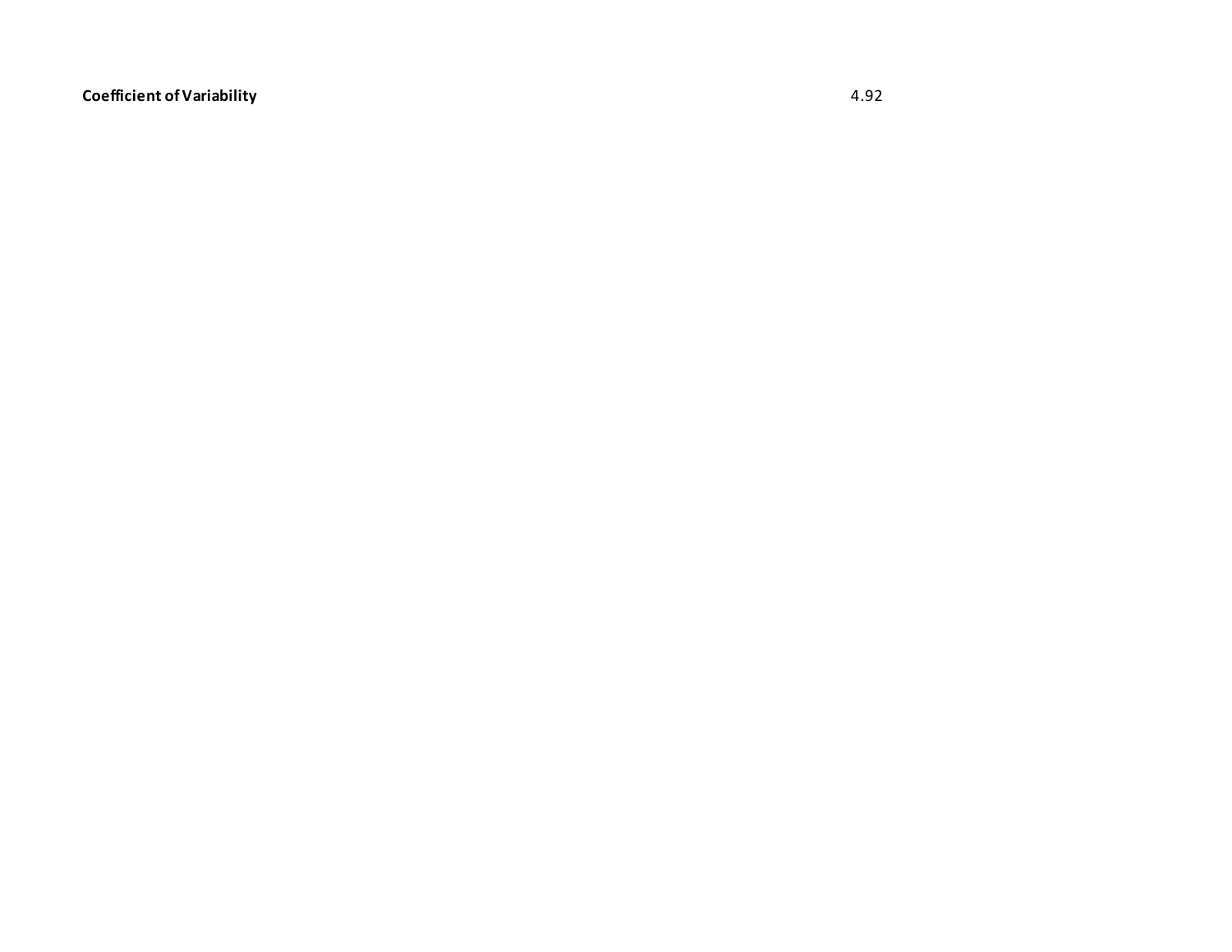| | |
|---|---|
| **Coefficient of Variability** | 4.92 |